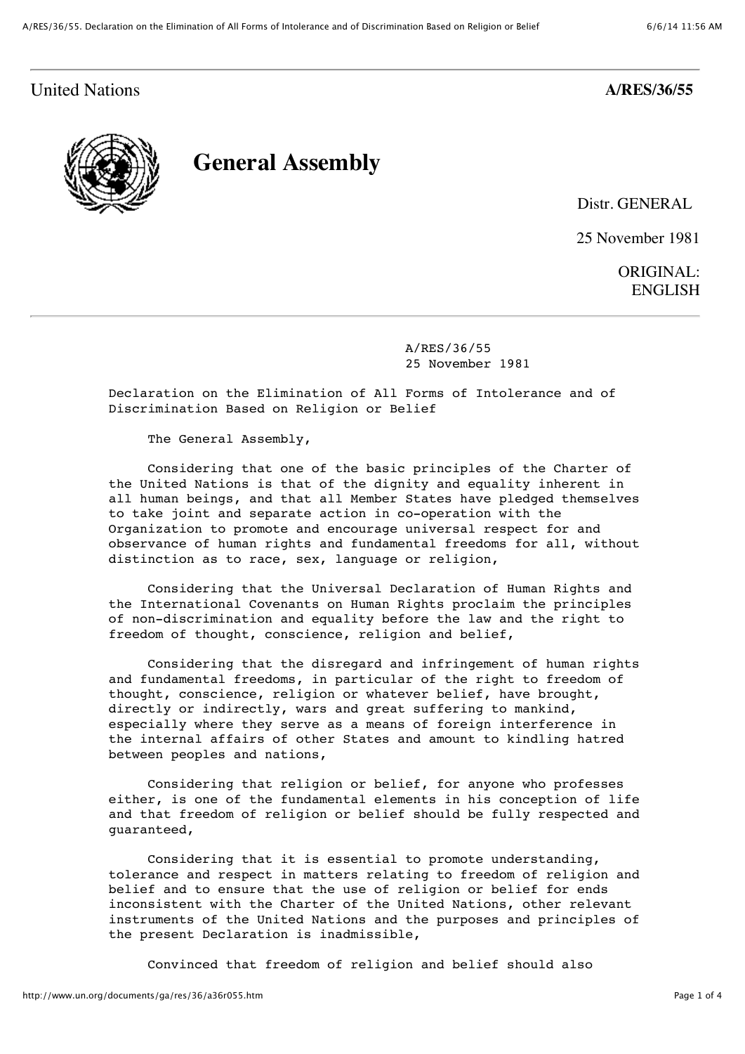United Nations **A/RES/36/55**

# General Assembly

Distr. GENERAL

25 November 1981

ORIGINAL: ENGLISH

---

A/RES/36/55
25 November 1981

## Declaration on the Elimination of All Forms of Intolerance and of Discrimination Based on Religion or Belief

The General Assembly,

Considering that one of the basic principles of the Charter of the United Nations is that of the dignity and equality inherent in all human beings, and that all Member States have pledged themselves to take joint and separate action in co-operation with the Organization to promote and encourage universal respect for and observance of human rights and fundamental freedoms for all, without distinction as to race, sex, language or religion,

Considering that the Universal Declaration of Human Rights and the International Covenants on Human Rights proclaim the principles of non-discrimination and equality before the law and the right to freedom of thought, conscience, religion and belief,

Considering that the disregard and infringement of human rights and fundamental freedoms, in particular of the right to freedom of thought, conscience, religion or whatever belief, have brought, directly or indirectly, wars and great suffering to mankind, especially where they serve as a means of foreign interference in the internal affairs of other States and amount to kindling hatred between peoples and nations,

Considering that religion or belief, for anyone who professes either, is one of the fundamental elements in his conception of life and that freedom of religion or belief should be fully respected and guaranteed,

Considering that it is essential to promote understanding, tolerance and respect in matters relating to freedom of religion and belief and to ensure that the use of religion or belief for ends inconsistent with the Charter of the United Nations, other relevant instruments of the United Nations and the purposes and principles of the present Declaration is inadmissible,

Convinced that freedom of religion and belief should also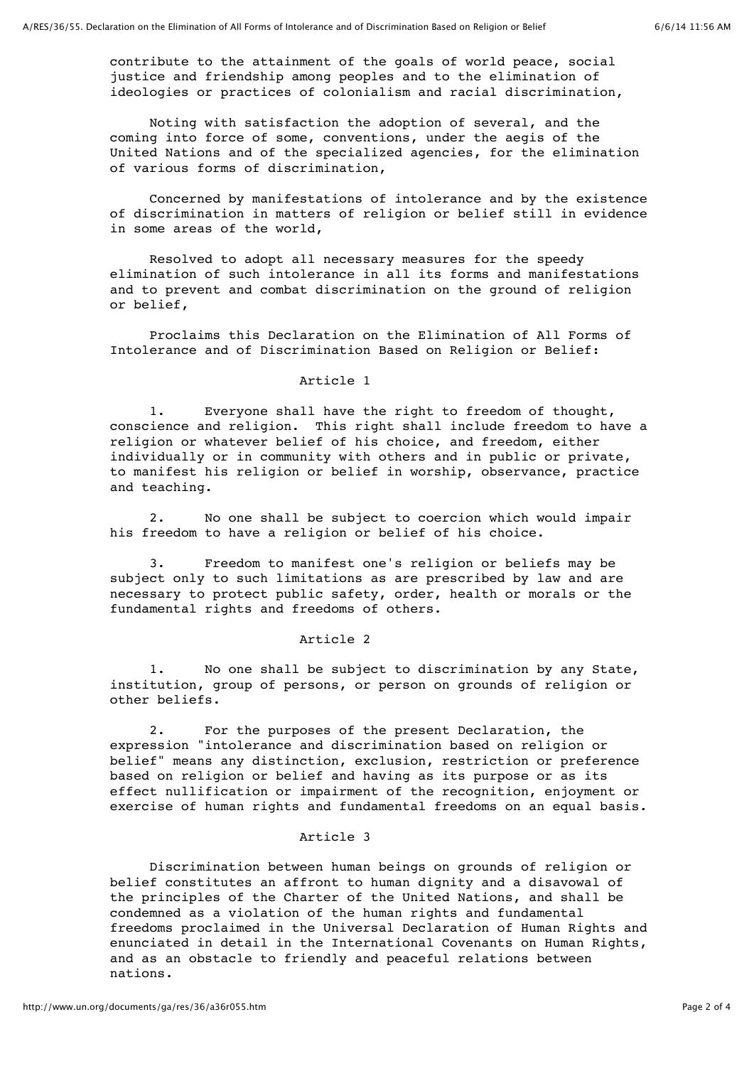contribute to the attainment of the goals of world peace, social justice and friendship among peoples and to the elimination of ideologies or practices of colonialism and racial discrimination,

Noting with satisfaction the adoption of several, and the coming into force of some, conventions, under the aegis of the United Nations and of the specialized agencies, for the elimination of various forms of discrimination,

Concerned by manifestations of intolerance and by the existence of discrimination in matters of religion or belief still in evidence in some areas of the world,

Resolved to adopt all necessary measures for the speedy elimination of such intolerance in all its forms and manifestations and to prevent and combat discrimination on the ground of religion or belief,

Proclaims this Declaration on the Elimination of All Forms of Intolerance and of Discrimination Based on Religion or Belief:

## Article 1

1. Everyone shall have the right to freedom of thought, conscience and religion. This right shall include freedom to have a religion or whatever belief of his choice, and freedom, either individually or in community with others and in public or private, to manifest his religion or belief in worship, observance, practice and teaching.

2. No one shall be subject to coercion which would impair his freedom to have a religion or belief of his choice.

3. Freedom to manifest one's religion or beliefs may be subject only to such limitations as are prescribed by law and are necessary to protect public safety, order, health or morals or the fundamental rights and freedoms of others.

## Article 2

1. No one shall be subject to discrimination by any State, institution, group of persons, or person on grounds of religion or other beliefs.

2. For the purposes of the present Declaration, the expression "intolerance and discrimination based on religion or belief" means any distinction, exclusion, restriction or preference based on religion or belief and having as its purpose or as its effect nullification or impairment of the recognition, enjoyment or exercise of human rights and fundamental freedoms on an equal basis.

## Article 3

Discrimination between human beings on grounds of religion or belief constitutes an affront to human dignity and a disavowal of the principles of the Charter of the United Nations, and shall be condemned as a violation of the human rights and fundamental freedoms proclaimed in the Universal Declaration of Human Rights and enunciated in detail in the International Covenants on Human Rights, and as an obstacle to friendly and peaceful relations between nations.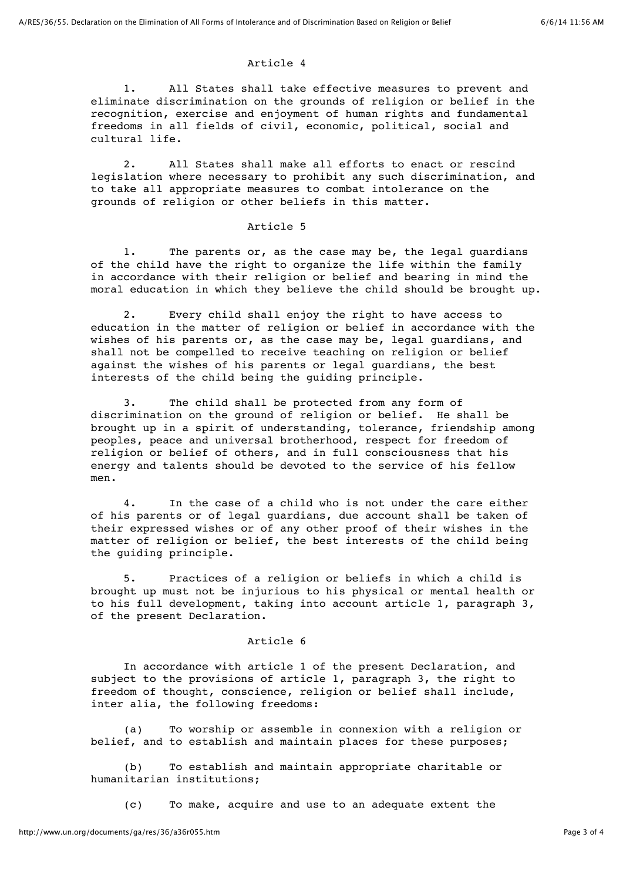## Article 4

1. All States shall take effective measures to prevent and eliminate discrimination on the grounds of religion or belief in the recognition, exercise and enjoyment of human rights and fundamental freedoms in all fields of civil, economic, political, social and cultural life.

2. All States shall make all efforts to enact or rescind legislation where necessary to prohibit any such discrimination, and to take all appropriate measures to combat intolerance on the grounds of religion or other beliefs in this matter.

## Article 5

1. The parents or, as the case may be, the legal guardians of the child have the right to organize the life within the family in accordance with their religion or belief and bearing in mind the moral education in which they believe the child should be brought up.

2. Every child shall enjoy the right to have access to education in the matter of religion or belief in accordance with the wishes of his parents or, as the case may be, legal guardians, and shall not be compelled to receive teaching on religion or belief against the wishes of his parents or legal guardians, the best interests of the child being the guiding principle.

3. The child shall be protected from any form of discrimination on the ground of religion or belief. He shall be brought up in a spirit of understanding, tolerance, friendship among peoples, peace and universal brotherhood, respect for freedom of religion or belief of others, and in full consciousness that his energy and talents should be devoted to the service of his fellow men.

4. In the case of a child who is not under the care either of his parents or of legal guardians, due account shall be taken of their expressed wishes or of any other proof of their wishes in the matter of religion or belief, the best interests of the child being the guiding principle.

5. Practices of a religion or beliefs in which a child is brought up must not be injurious to his physical or mental health or to his full development, taking into account article 1, paragraph 3, of the present Declaration.

## Article 6

In accordance with article 1 of the present Declaration, and subject to the provisions of article 1, paragraph 3, the right to freedom of thought, conscience, religion or belief shall include, inter alia, the following freedoms:

(a) To worship or assemble in connexion with a religion or belief, and to establish and maintain places for these purposes;

(b) To establish and maintain appropriate charitable or humanitarian institutions;

(c) To make, acquire and use to an adequate extent the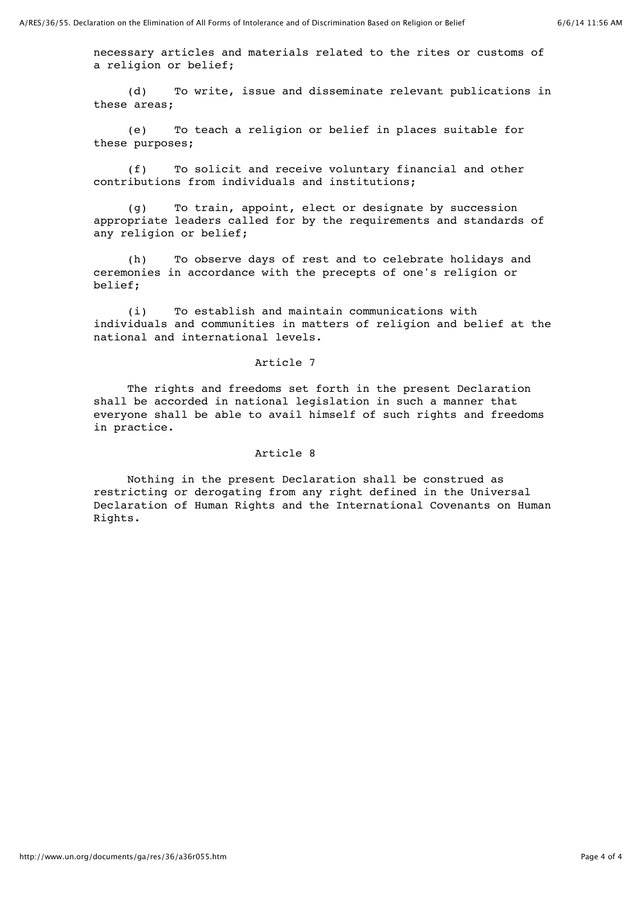necessary articles and materials related to the rites or customs of a religion or belief;

(d) To write, issue and disseminate relevant publications in these areas;

(e) To teach a religion or belief in places suitable for these purposes;

(f) To solicit and receive voluntary financial and other contributions from individuals and institutions;

(g) To train, appoint, elect or designate by succession appropriate leaders called for by the requirements and standards of any religion or belief;

(h) To observe days of rest and to celebrate holidays and ceremonies in accordance with the precepts of one's religion or belief;

(i) To establish and maintain communications with individuals and communities in matters of religion and belief at the national and international levels.

## Article 7

The rights and freedoms set forth in the present Declaration shall be accorded in national legislation in such a manner that everyone shall be able to avail himself of such rights and freedoms in practice.

## Article 8

Nothing in the present Declaration shall be construed as restricting or derogating from any right defined in the Universal Declaration of Human Rights and the International Covenants on Human Rights.